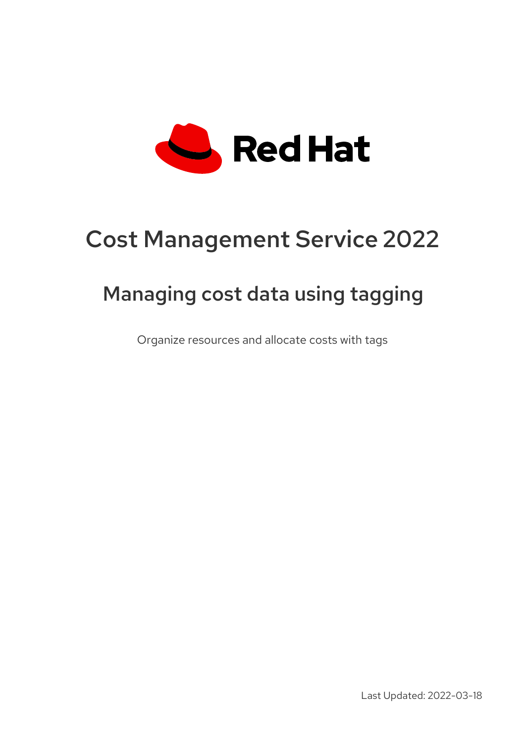# Cost Management Service 2022

## Managing cost data using tagging

Organize resources and allocate costs with tags

Last Updated: 2022-03-18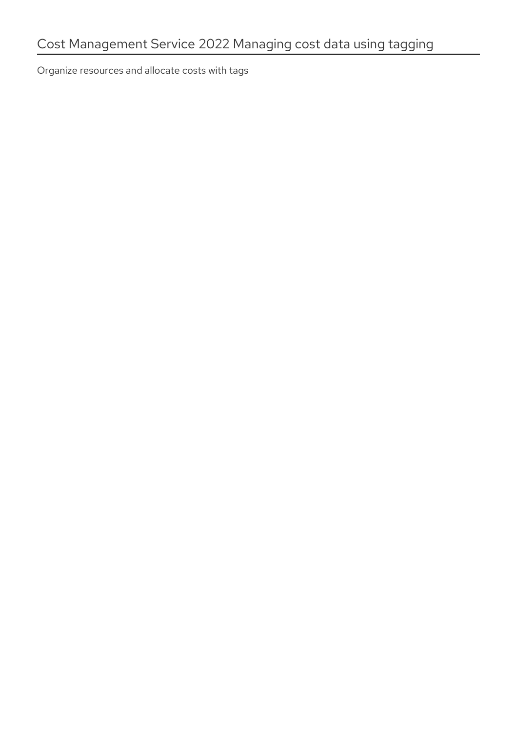# Cost Management Service 2022 Managing cost data using tagging

Organize resources and allocate costs with tags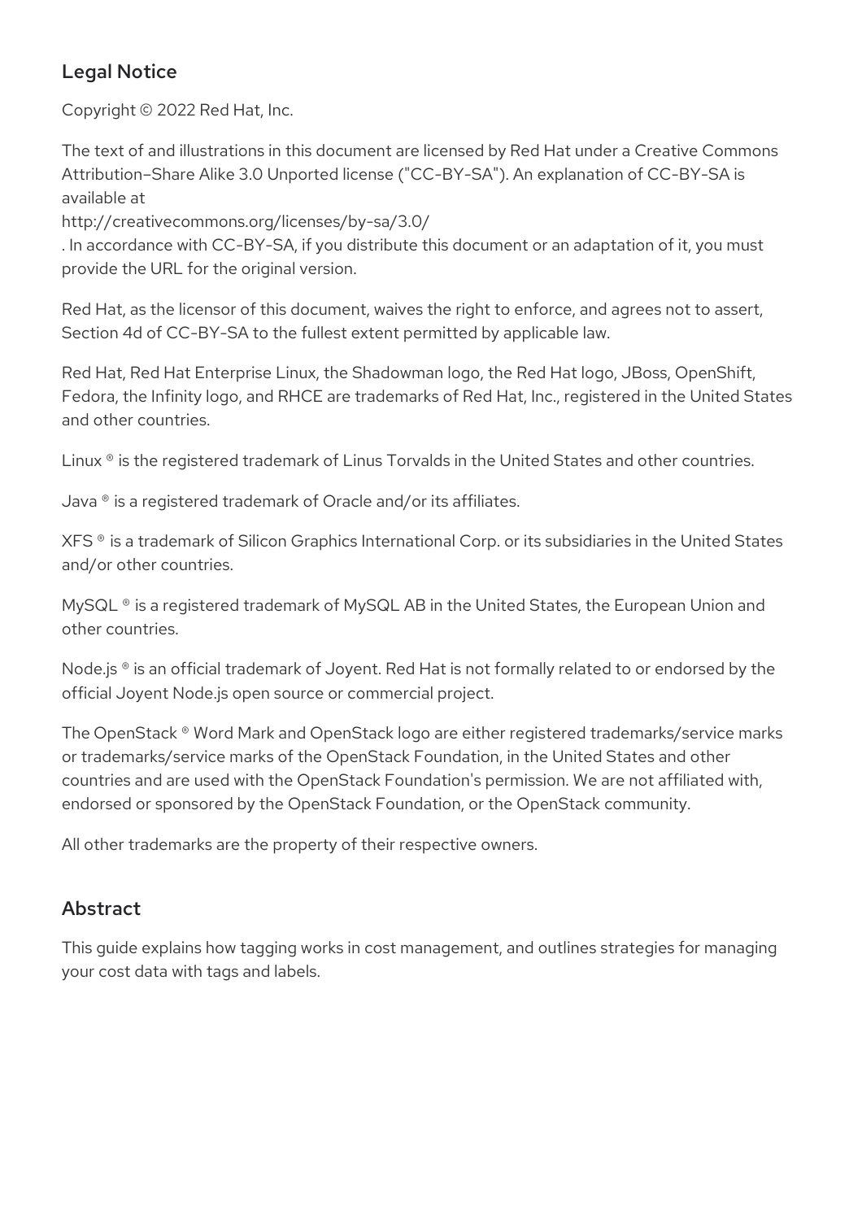## Legal Notice

Copyright © 2022 Red Hat, Inc.

The text of and illustrations in this document are licensed by Red Hat under a Creative Commons Attribution–Share Alike 3.0 Unported license ("CC-BY-SA"). An explanation of CC-BY-SA is available at
http://creativecommons.org/licenses/by-sa/3.0/
. In accordance with CC-BY-SA, if you distribute this document or an adaptation of it, you must provide the URL for the original version.

Red Hat, as the licensor of this document, waives the right to enforce, and agrees not to assert, Section 4d of CC-BY-SA to the fullest extent permitted by applicable law.

Red Hat, Red Hat Enterprise Linux, the Shadowman logo, the Red Hat logo, JBoss, OpenShift, Fedora, the Infinity logo, and RHCE are trademarks of Red Hat, Inc., registered in the United States and other countries.

Linux ® is the registered trademark of Linus Torvalds in the United States and other countries.

Java ® is a registered trademark of Oracle and/or its affiliates.

XFS ® is a trademark of Silicon Graphics International Corp. or its subsidiaries in the United States and/or other countries.

MySQL ® is a registered trademark of MySQL AB in the United States, the European Union and other countries.

Node.js ® is an official trademark of Joyent. Red Hat is not formally related to or endorsed by the official Joyent Node.js open source or commercial project.

The OpenStack ® Word Mark and OpenStack logo are either registered trademarks/service marks or trademarks/service marks of the OpenStack Foundation, in the United States and other countries and are used with the OpenStack Foundation's permission. We are not affiliated with, endorsed or sponsored by the OpenStack Foundation, or the OpenStack community.

All other trademarks are the property of their respective owners.

## Abstract

This guide explains how tagging works in cost management, and outlines strategies for managing your cost data with tags and labels.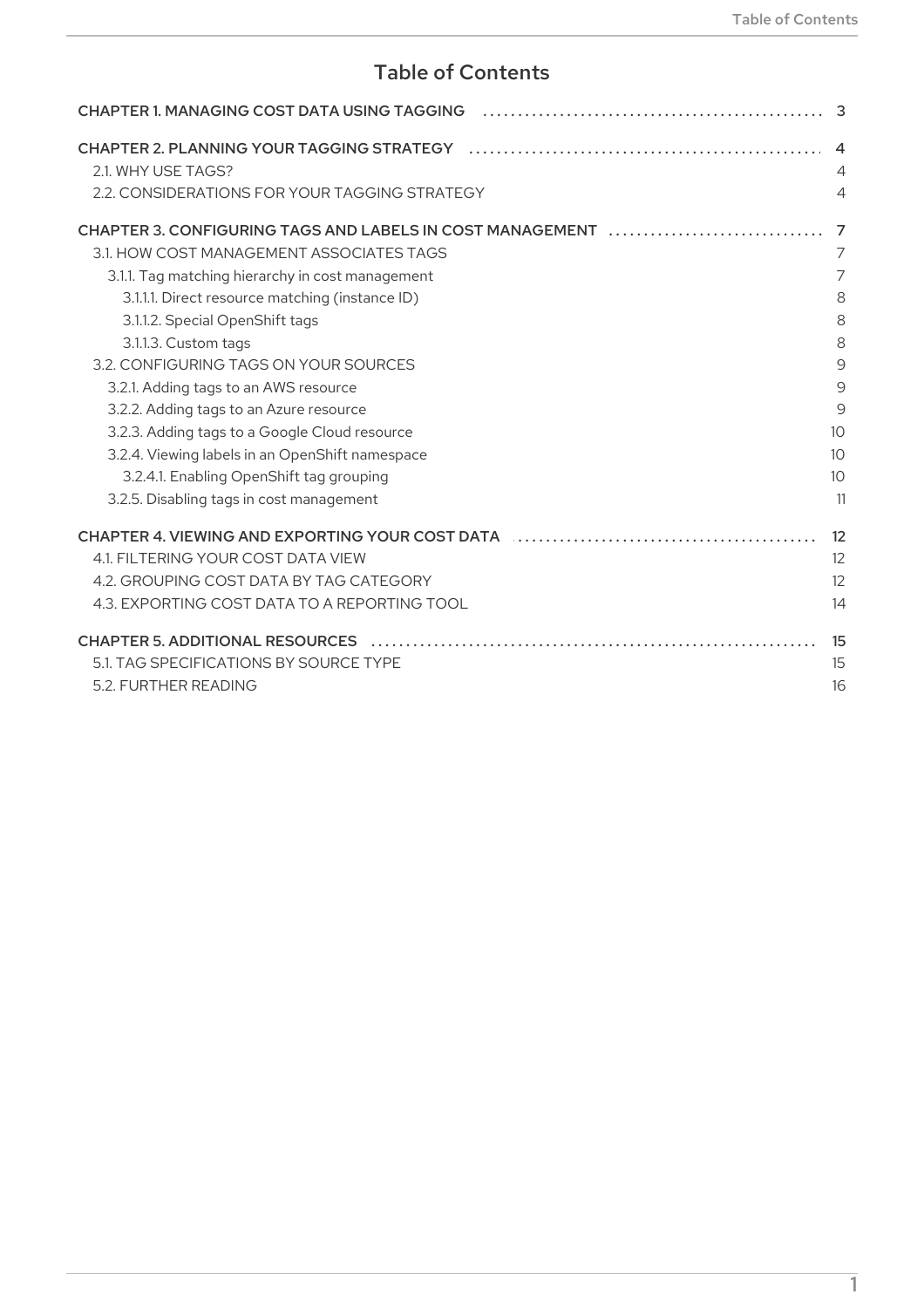# Table of Contents

CHAPTER 1. MANAGING COST DATA USING TAGGING ..... 3

CHAPTER 2. PLANNING YOUR TAGGING STRATEGY ..... 4
- 2.1. WHY USE TAGS? ..... 4
- 2.2. CONSIDERATIONS FOR YOUR TAGGING STRATEGY ..... 4

CHAPTER 3. CONFIGURING TAGS AND LABELS IN COST MANAGEMENT ..... 7
- 3.1. HOW COST MANAGEMENT ASSOCIATES TAGS ..... 7
  - 3.1.1. Tag matching hierarchy in cost management ..... 7
    - 3.1.1.1. Direct resource matching (instance ID) ..... 8
    - 3.1.1.2. Special OpenShift tags ..... 8
    - 3.1.1.3. Custom tags ..... 8
- 3.2. CONFIGURING TAGS ON YOUR SOURCES ..... 9
  - 3.2.1. Adding tags to an AWS resource ..... 9
  - 3.2.2. Adding tags to an Azure resource ..... 9
  - 3.2.3. Adding tags to a Google Cloud resource ..... 10
  - 3.2.4. Viewing labels in an OpenShift namespace ..... 10
    - 3.2.4.1. Enabling OpenShift tag grouping ..... 10
  - 3.2.5. Disabling tags in cost management ..... 11

CHAPTER 4. VIEWING AND EXPORTING YOUR COST DATA ..... 12
- 4.1. FILTERING YOUR COST DATA VIEW ..... 12
- 4.2. GROUPING COST DATA BY TAG CATEGORY ..... 12
- 4.3. EXPORTING COST DATA TO A REPORTING TOOL ..... 14

CHAPTER 5. ADDITIONAL RESOURCES ..... 15
- 5.1. TAG SPECIFICATIONS BY SOURCE TYPE ..... 15
- 5.2. FURTHER READING ..... 16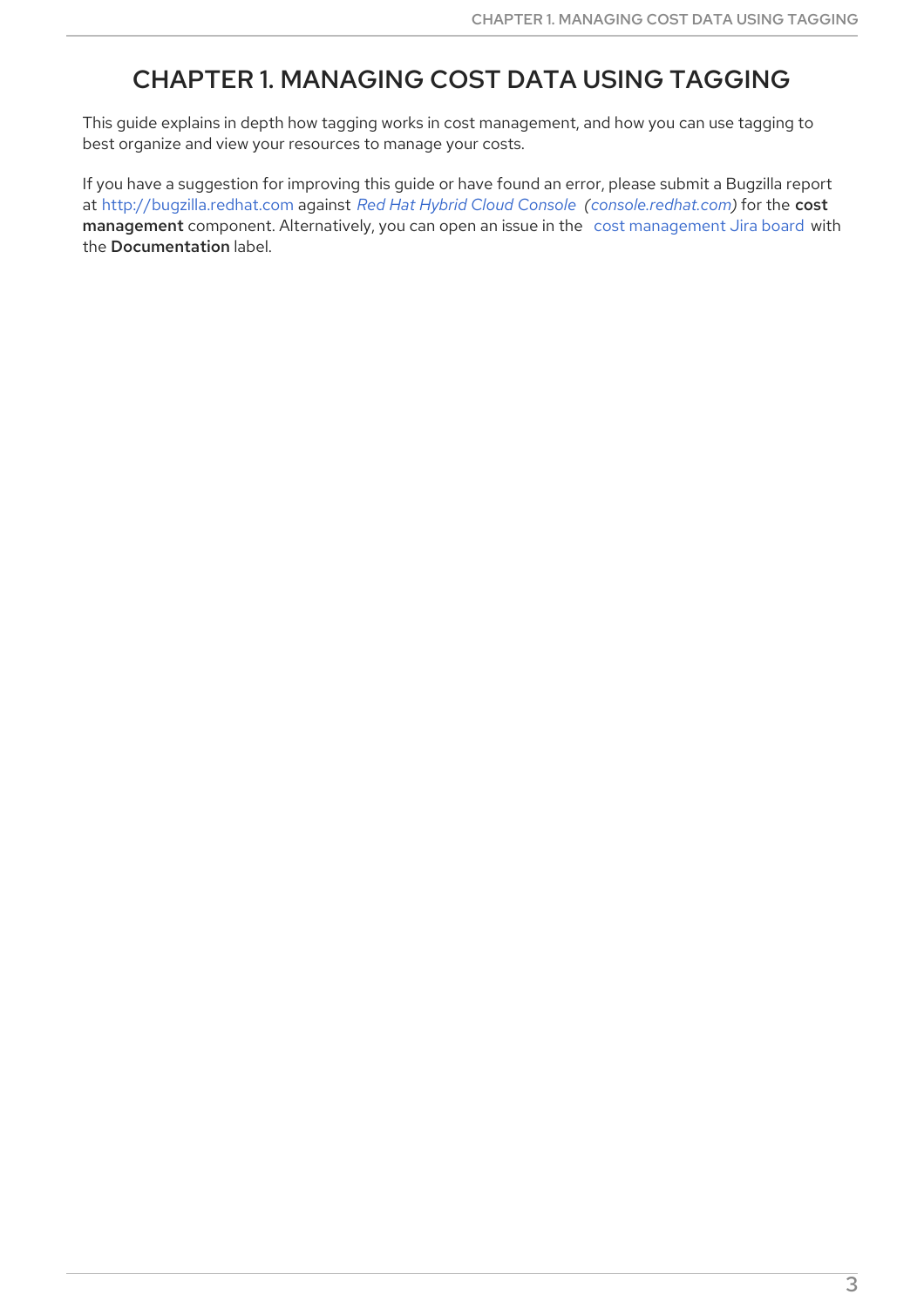# CHAPTER 1. MANAGING COST DATA USING TAGGING

This guide explains in depth how tagging works in cost management, and how you can use tagging to best organize and view your resources to manage your costs.

If you have a suggestion for improving this guide or have found an error, please submit a Bugzilla report at http://bugzilla.redhat.com against *Red Hat Hybrid Cloud Console (console.redhat.com)* for the **cost management** component. Alternatively, you can open an issue in the cost management Jira board with the **Documentation** label.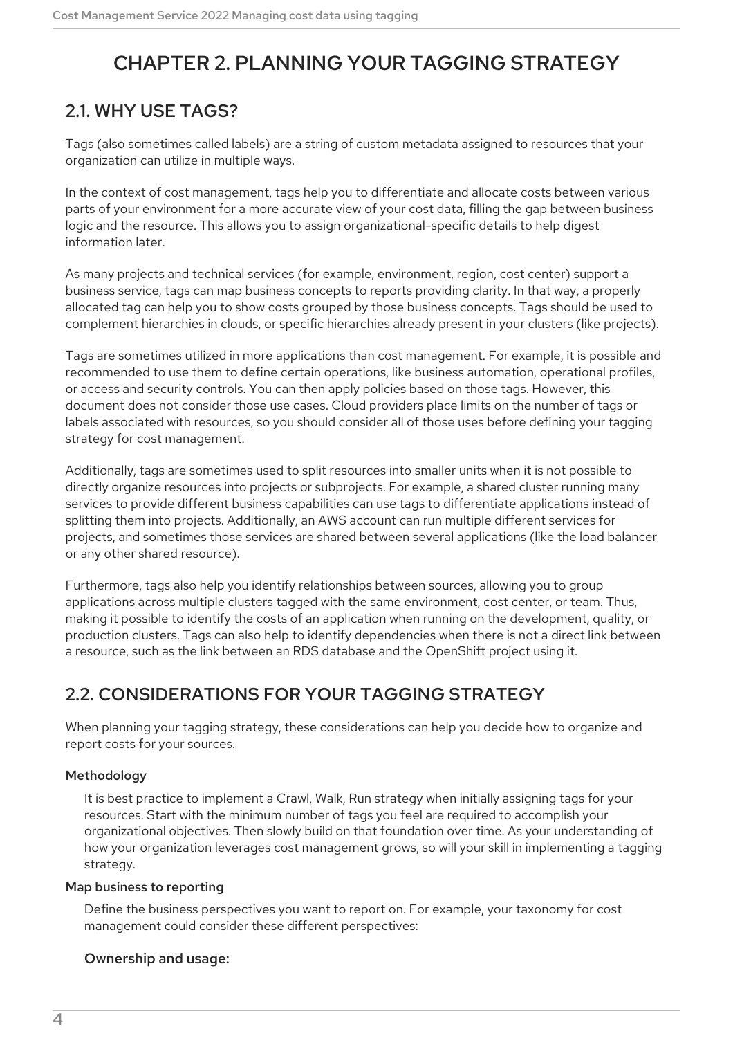# CHAPTER 2. PLANNING YOUR TAGGING STRATEGY

## 2.1. WHY USE TAGS?

Tags (also sometimes called labels) are a string of custom metadata assigned to resources that your organization can utilize in multiple ways.

In the context of cost management, tags help you to differentiate and allocate costs between various parts of your environment for a more accurate view of your cost data, filling the gap between business logic and the resource. This allows you to assign organizational-specific details to help digest information later.

As many projects and technical services (for example, environment, region, cost center) support a business service, tags can map business concepts to reports providing clarity. In that way, a properly allocated tag can help you to show costs grouped by those business concepts. Tags should be used to complement hierarchies in clouds, or specific hierarchies already present in your clusters (like projects).

Tags are sometimes utilized in more applications than cost management. For example, it is possible and recommended to use them to define certain operations, like business automation, operational profiles, or access and security controls. You can then apply policies based on those tags. However, this document does not consider those use cases. Cloud providers place limits on the number of tags or labels associated with resources, so you should consider all of those uses before defining your tagging strategy for cost management.

Additionally, tags are sometimes used to split resources into smaller units when it is not possible to directly organize resources into projects or subprojects. For example, a shared cluster running many services to provide different business capabilities can use tags to differentiate applications instead of splitting them into projects. Additionally, an AWS account can run multiple different services for projects, and sometimes those services are shared between several applications (like the load balancer or any other shared resource).

Furthermore, tags also help you identify relationships between sources, allowing you to group applications across multiple clusters tagged with the same environment, cost center, or team. Thus, making it possible to identify the costs of an application when running on the development, quality, or production clusters. Tags can also help to identify dependencies when there is not a direct link between a resource, such as the link between an RDS database and the OpenShift project using it.

## 2.2. CONSIDERATIONS FOR YOUR TAGGING STRATEGY

When planning your tagging strategy, these considerations can help you decide how to organize and report costs for your sources.

**Methodology**

It is best practice to implement a Crawl, Walk, Run strategy when initially assigning tags for your resources. Start with the minimum number of tags you feel are required to accomplish your organizational objectives. Then slowly build on that foundation over time. As your understanding of how your organization leverages cost management grows, so will your skill in implementing a tagging strategy.

**Map business to reporting**

Define the business perspectives you want to report on. For example, your taxonomy for cost management could consider these different perspectives:

### Ownership and usage: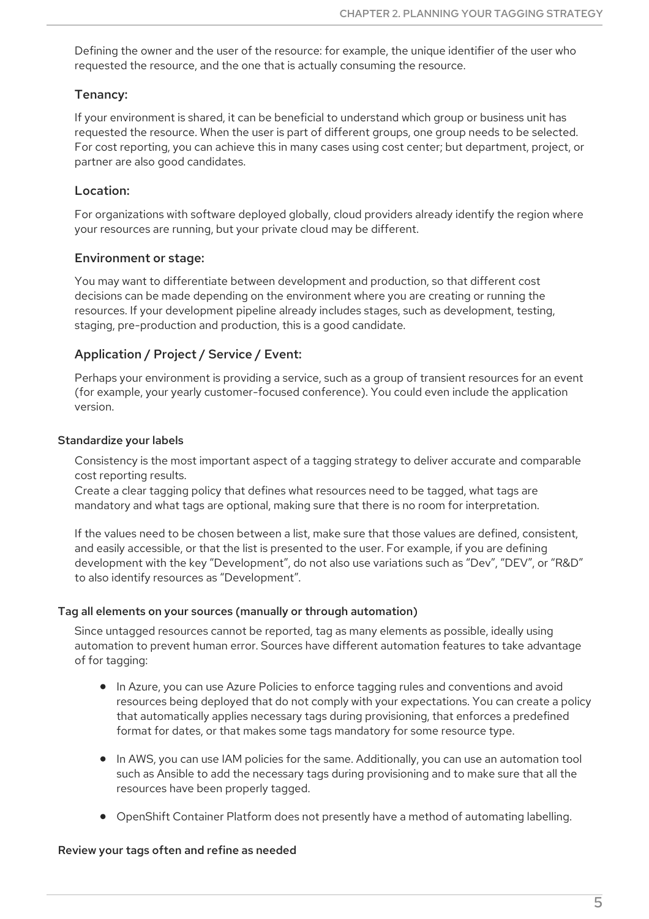Defining the owner and the user of the resource: for example, the unique identifier of the user who requested the resource, and the one that is actually consuming the resource.

#### Tenancy:

If your environment is shared, it can be beneficial to understand which group or business unit has requested the resource. When the user is part of different groups, one group needs to be selected. For cost reporting, you can achieve this in many cases using cost center; but department, project, or partner are also good candidates.

#### Location:

For organizations with software deployed globally, cloud providers already identify the region where your resources are running, but your private cloud may be different.

#### Environment or stage:

You may want to differentiate between development and production, so that different cost decisions can be made depending on the environment where you are creating or running the resources. If your development pipeline already includes stages, such as development, testing, staging, pre-production and production, this is a good candidate.

#### Application / Project / Service / Event:

Perhaps your environment is providing a service, such as a group of transient resources for an event (for example, your yearly customer-focused conference). You could even include the application version.

**Standardize your labels**

Consistency is the most important aspect of a tagging strategy to deliver accurate and comparable cost reporting results.
Create a clear tagging policy that defines what resources need to be tagged, what tags are mandatory and what tags are optional, making sure that there is no room for interpretation.

If the values need to be chosen between a list, make sure that those values are defined, consistent, and easily accessible, or that the list is presented to the user. For example, if you are defining development with the key "Development", do not also use variations such as "Dev", "DEV", or "R&D" to also identify resources as "Development".

**Tag all elements on your sources (manually or through automation)**

Since untagged resources cannot be reported, tag as many elements as possible, ideally using automation to prevent human error. Sources have different automation features to take advantage of for tagging:

- In Azure, you can use Azure Policies to enforce tagging rules and conventions and avoid resources being deployed that do not comply with your expectations. You can create a policy that automatically applies necessary tags during provisioning, that enforces a predefined format for dates, or that makes some tags mandatory for some resource type.
- In AWS, you can use IAM policies for the same. Additionally, you can use an automation tool such as Ansible to add the necessary tags during provisioning and to make sure that all the resources have been properly tagged.
- OpenShift Container Platform does not presently have a method of automating labelling.

**Review your tags often and refine as needed**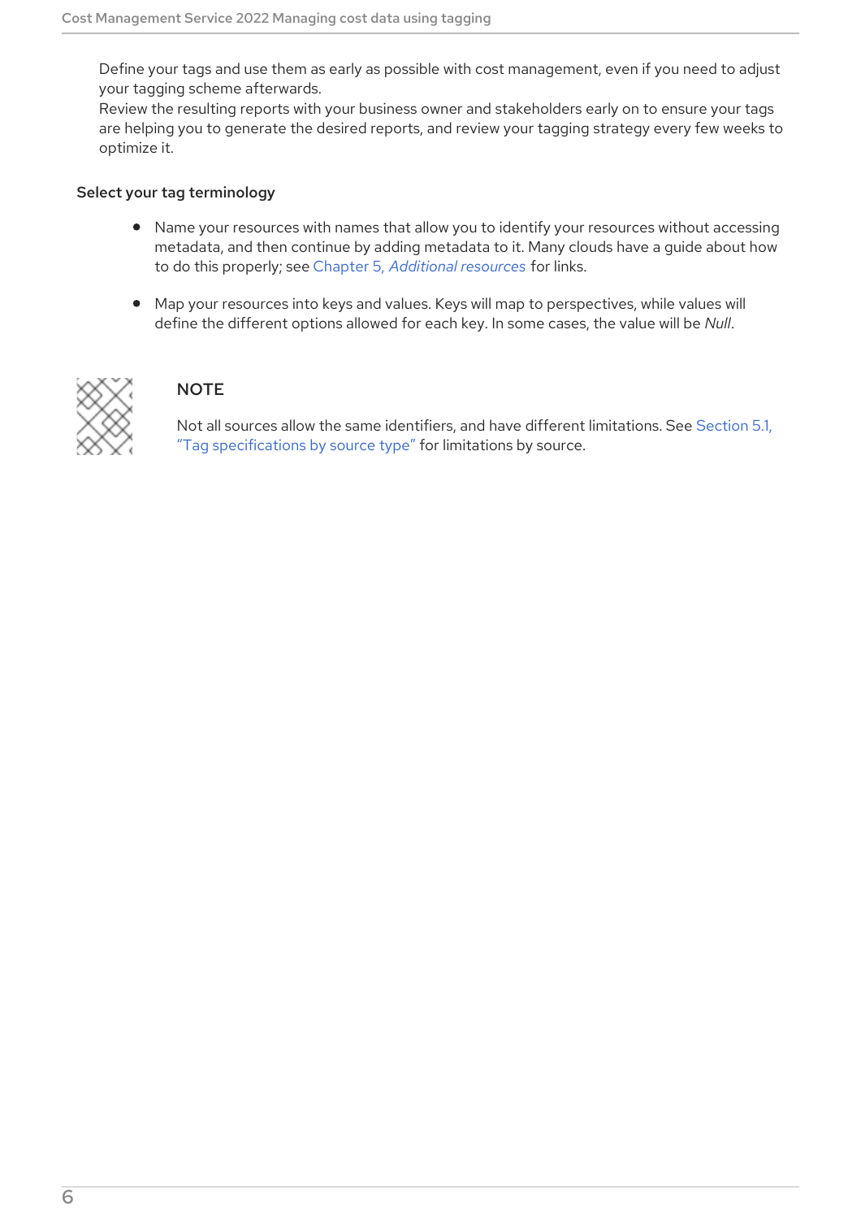Define your tags and use them as early as possible with cost management, even if you need to adjust your tagging scheme afterwards.
Review the resulting reports with your business owner and stakeholders early on to ensure your tags are helping you to generate the desired reports, and review your tagging strategy every few weeks to optimize it.

### Select your tag terminology

- Name your resources with names that allow you to identify your resources without accessing metadata, and then continue by adding metadata to it. Many clouds have a guide about how to do this properly; see Chapter 5, *Additional resources* for links.

- Map your resources into keys and values. Keys will map to perspectives, while values will define the different options allowed for each key. In some cases, the value will be *Null*.

> **NOTE**
>
> Not all sources allow the same identifiers, and have different limitations. See Section 5.1, "Tag specifications by source type" for limitations by source.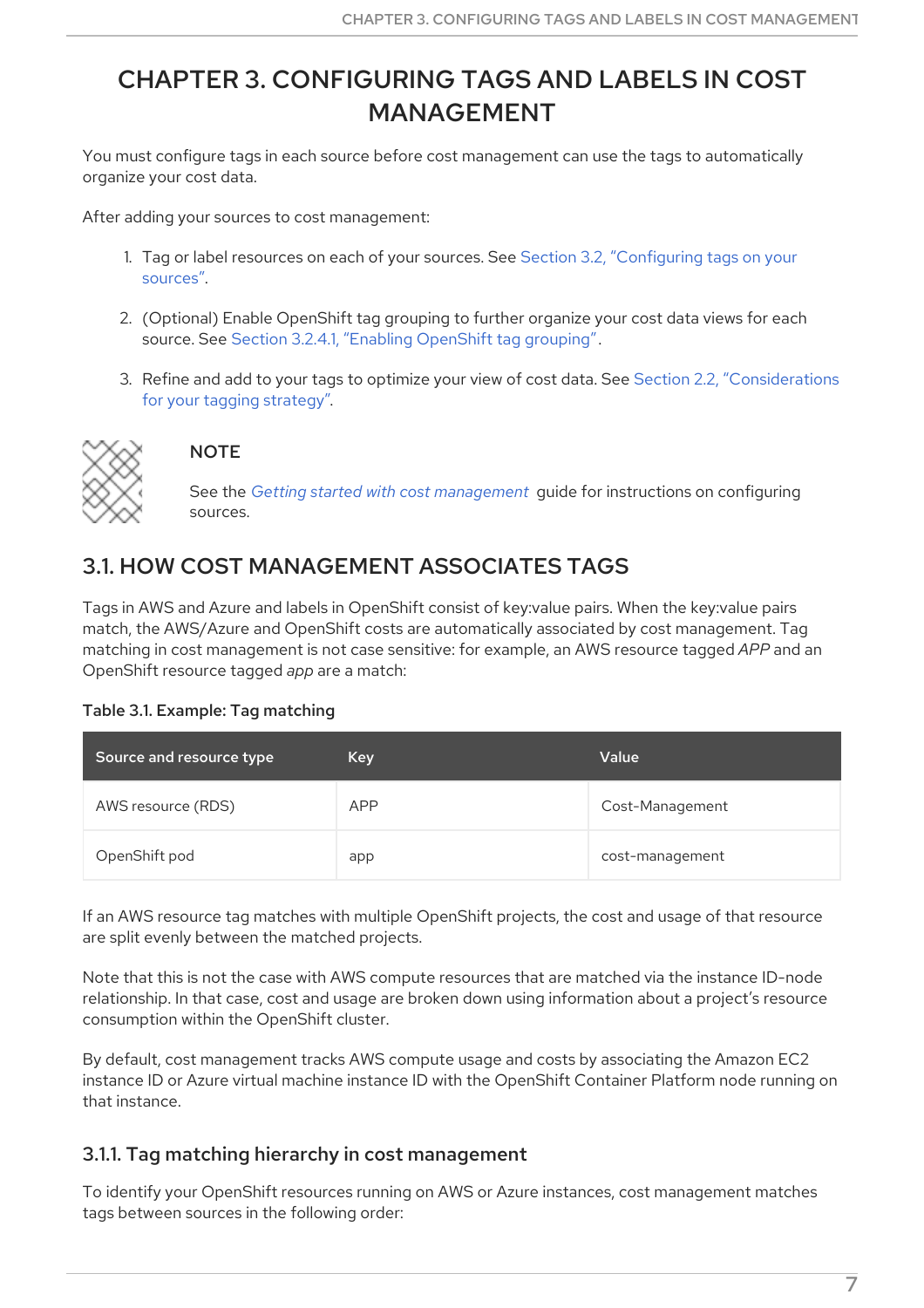# CHAPTER 3. CONFIGURING TAGS AND LABELS IN COST MANAGEMENT

You must configure tags in each source before cost management can use the tags to automatically organize your cost data.

After adding your sources to cost management:

1. Tag or label resources on each of your sources. See Section 3.2, "Configuring tags on your sources".
2. (Optional) Enable OpenShift tag grouping to further organize your cost data views for each source. See Section 3.2.4.1, "Enabling OpenShift tag grouping".
3. Refine and add to your tags to optimize your view of cost data. See Section 2.2, "Considerations for your tagging strategy".

> **NOTE**
>
> See the *Getting started with cost management* guide for instructions on configuring sources.

## 3.1. HOW COST MANAGEMENT ASSOCIATES TAGS

Tags in AWS and Azure and labels in OpenShift consist of key:value pairs. When the key:value pairs match, the AWS/Azure and OpenShift costs are automatically associated by cost management. Tag matching in cost management is not case sensitive: for example, an AWS resource tagged *APP* and an OpenShift resource tagged *app* are a match:

**Table 3.1. Example: Tag matching**

| Source and resource type | Key | Value |
| --- | --- | --- |
| AWS resource (RDS) | APP | Cost-Management |
| OpenShift pod | app | cost-management |

If an AWS resource tag matches with multiple OpenShift projects, the cost and usage of that resource are split evenly between the matched projects.

Note that this is not the case with AWS compute resources that are matched via the instance ID-node relationship. In that case, cost and usage are broken down using information about a project's resource consumption within the OpenShift cluster.

By default, cost management tracks AWS compute usage and costs by associating the Amazon EC2 instance ID or Azure virtual machine instance ID with the OpenShift Container Platform node running on that instance.

### 3.1.1. Tag matching hierarchy in cost management

To identify your OpenShift resources running on AWS or Azure instances, cost management matches tags between sources in the following order: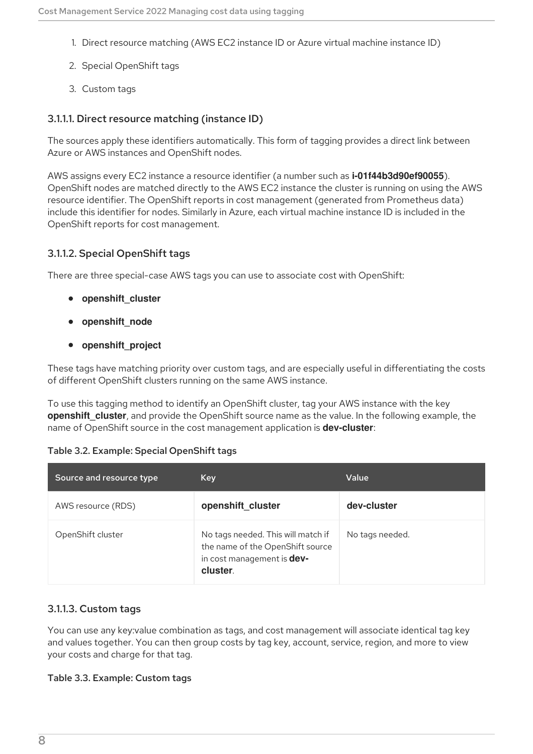1. Direct resource matching (AWS EC2 instance ID or Azure virtual machine instance ID)
2. Special OpenShift tags
3. Custom tags

#### 3.1.1.1. Direct resource matching (instance ID)

The sources apply these identifiers automatically. This form of tagging provides a direct link between Azure or AWS instances and OpenShift nodes.

AWS assigns every EC2 instance a resource identifier (a number such as **i-01f44b3d90ef90055**). OpenShift nodes are matched directly to the AWS EC2 instance the cluster is running on using the AWS resource identifier. The OpenShift reports in cost management (generated from Prometheus data) include this identifier for nodes. Similarly in Azure, each virtual machine instance ID is included in the OpenShift reports for cost management.

#### 3.1.1.2. Special OpenShift tags

There are three special-case AWS tags you can use to associate cost with OpenShift:

- **openshift_cluster**
- **openshift_node**
- **openshift_project**

These tags have matching priority over custom tags, and are especially useful in differentiating the costs of different OpenShift clusters running on the same AWS instance.

To use this tagging method to identify an OpenShift cluster, tag your AWS instance with the key **openshift_cluster**, and provide the OpenShift source name as the value. In the following example, the name of OpenShift source in the cost management application is **dev-cluster**:

**Table 3.2. Example: Special OpenShift tags**

| Source and resource type | Key | Value |
| --- | --- | --- |
| AWS resource (RDS) | **openshift_cluster** | **dev-cluster** |
| OpenShift cluster | No tags needed. This will match if the name of the OpenShift source in cost management is **dev-cluster**. | No tags needed. |

#### 3.1.1.3. Custom tags

You can use any key:value combination as tags, and cost management will associate identical tag key and values together. You can then group costs by tag key, account, service, region, and more to view your costs and charge for that tag.

**Table 3.3. Example: Custom tags**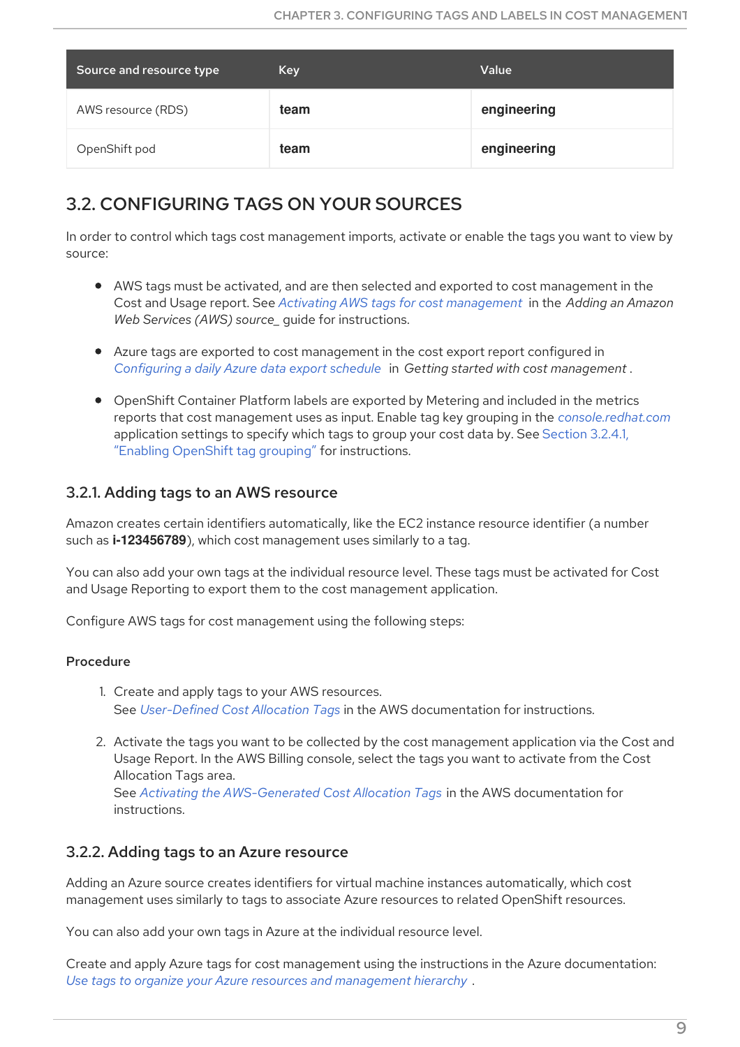| Source and resource type | Key | Value |
| --- | --- | --- |
| AWS resource (RDS) | **team** | **engineering** |
| OpenShift pod | **team** | **engineering** |

## 3.2. CONFIGURING TAGS ON YOUR SOURCES

In order to control which tags cost management imports, activate or enable the tags you want to view by source:

- AWS tags must be activated, and are then selected and exported to cost management in the Cost and Usage report. See *Activating AWS tags for cost management* in the *Adding an Amazon Web Services (AWS) source_* guide for instructions.
- Azure tags are exported to cost management in the cost export report configured in *Configuring a daily Azure data export schedule* in *Getting started with cost management*.
- OpenShift Container Platform labels are exported by Metering and included in the metrics reports that cost management uses as input. Enable tag key grouping in the *console.redhat.com* application settings to specify which tags to group your cost data by. See Section 3.2.4.1, "Enabling OpenShift tag grouping" for instructions.

### 3.2.1. Adding tags to an AWS resource

Amazon creates certain identifiers automatically, like the EC2 instance resource identifier (a number such as **i-123456789**), which cost management uses similarly to a tag.

You can also add your own tags at the individual resource level. These tags must be activated for Cost and Usage Reporting to export them to the cost management application.

Configure AWS tags for cost management using the following steps:

#### Procedure

1. Create and apply tags to your AWS resources.
   See *User-Defined Cost Allocation Tags* in the AWS documentation for instructions.
2. Activate the tags you want to be collected by the cost management application via the Cost and Usage Report. In the AWS Billing console, select the tags you want to activate from the Cost Allocation Tags area.
   See *Activating the AWS-Generated Cost Allocation Tags* in the AWS documentation for instructions.

### 3.2.2. Adding tags to an Azure resource

Adding an Azure source creates identifiers for virtual machine instances automatically, which cost management uses similarly to tags to associate Azure resources to related OpenShift resources.

You can also add your own tags in Azure at the individual resource level.

Create and apply Azure tags for cost management using the instructions in the Azure documentation: *Use tags to organize your Azure resources and management hierarchy*.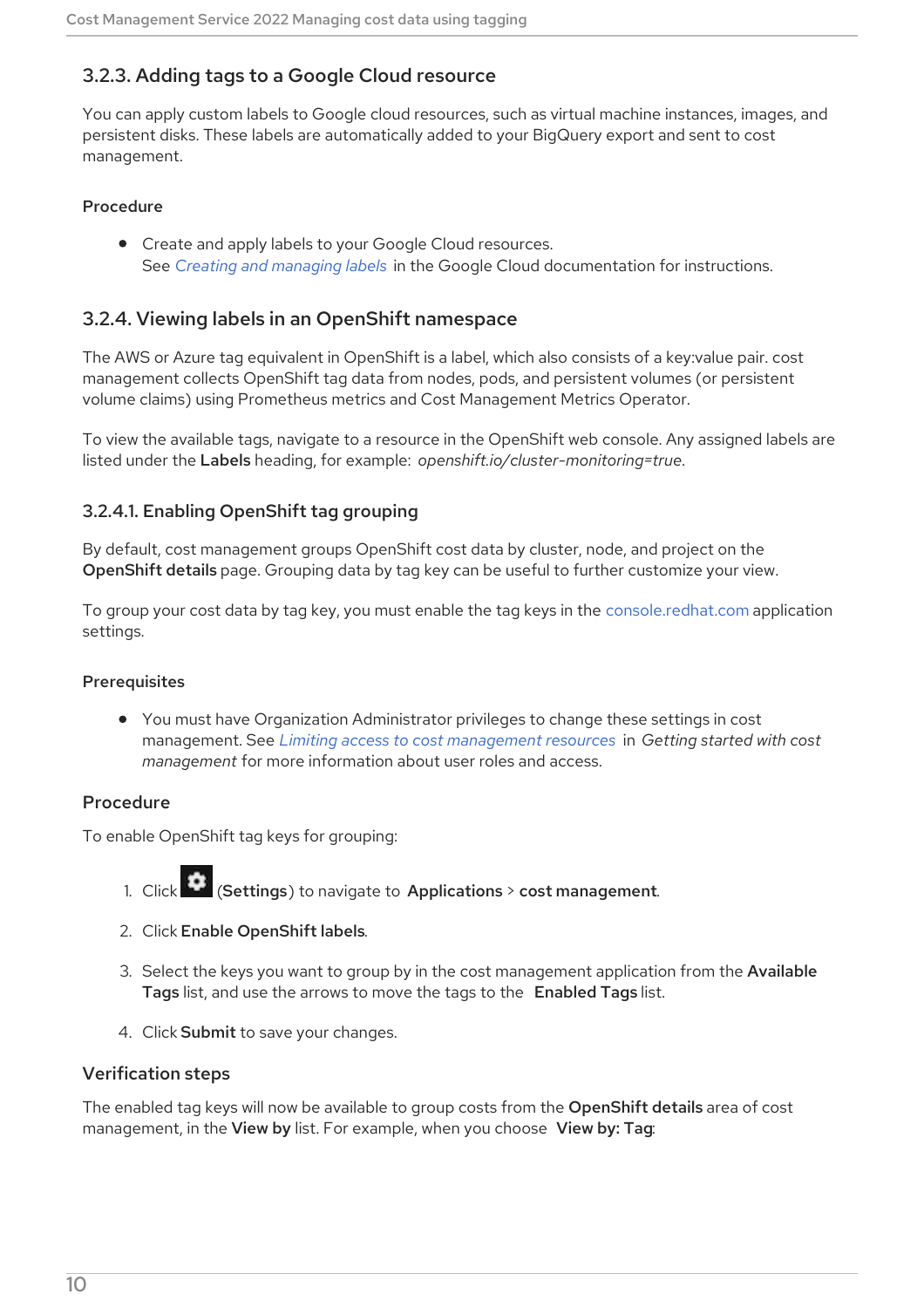### 3.2.3. Adding tags to a Google Cloud resource

You can apply custom labels to Google cloud resources, such as virtual machine instances, images, and persistent disks. These labels are automatically added to your BigQuery export and sent to cost management.

#### Procedure

- Create and apply labels to your Google Cloud resources.
  See *Creating and managing labels* in the Google Cloud documentation for instructions.

### 3.2.4. Viewing labels in an OpenShift namespace

The AWS or Azure tag equivalent in OpenShift is a label, which also consists of a key:value pair. cost management collects OpenShift tag data from nodes, pods, and persistent volumes (or persistent volume claims) using Prometheus metrics and Cost Management Metrics Operator.

To view the available tags, navigate to a resource in the OpenShift web console. Any assigned labels are listed under the **Labels** heading, for example: *openshift.io/cluster-monitoring=true*.

#### 3.2.4.1. Enabling OpenShift tag grouping

By default, cost management groups OpenShift cost data by cluster, node, and project on the **OpenShift details** page. Grouping data by tag key can be useful to further customize your view.

To group your cost data by tag key, you must enable the tag keys in the console.redhat.com application settings.

#### Prerequisites

- You must have Organization Administrator privileges to change these settings in cost management. See *Limiting access to cost management resources* in *Getting started with cost management* for more information about user roles and access.

#### Procedure

To enable OpenShift tag keys for grouping:

1. Click (**Settings**) to navigate to **Applications** > **cost management**.
2. Click **Enable OpenShift labels**.
3. Select the keys you want to group by in the cost management application from the **Available Tags** list, and use the arrows to move the tags to the **Enabled Tags** list.
4. Click **Submit** to save your changes.

#### Verification steps

The enabled tag keys will now be available to group costs from the **OpenShift details** area of cost management, in the **View by** list. For example, when you choose **View by: Tag**: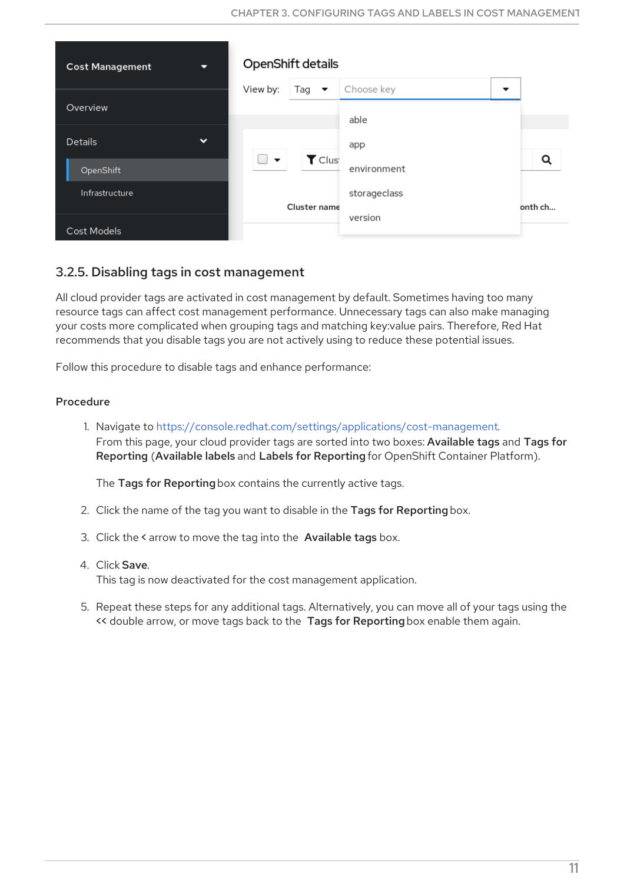### 3.2.5. Disabling tags in cost management

All cloud provider tags are activated in cost management by default. Sometimes having too many resource tags can affect cost management performance. Unnecessary tags can also make managing your costs more complicated when grouping tags and matching key:value pairs. Therefore, Red Hat recommends that you disable tags you are not actively using to reduce these potential issues.

Follow this procedure to disable tags and enhance performance:

**Procedure**

1. Navigate to https://console.redhat.com/settings/applications/cost-management.
   From this page, your cloud provider tags are sorted into two boxes: **Available tags** and **Tags for Reporting** (**Available labels** and **Labels for Reporting** for OpenShift Container Platform).

   The **Tags for Reporting** box contains the currently active tags.

2. Click the name of the tag you want to disable in the **Tags for Reporting** box.

3. Click the **<** arrow to move the tag into the **Available tags** box.

4. Click **Save**.
   This tag is now deactivated for the cost management application.

5. Repeat these steps for any additional tags. Alternatively, you can move all of your tags using the **<<** double arrow, or move tags back to the **Tags for Reporting** box enable them again.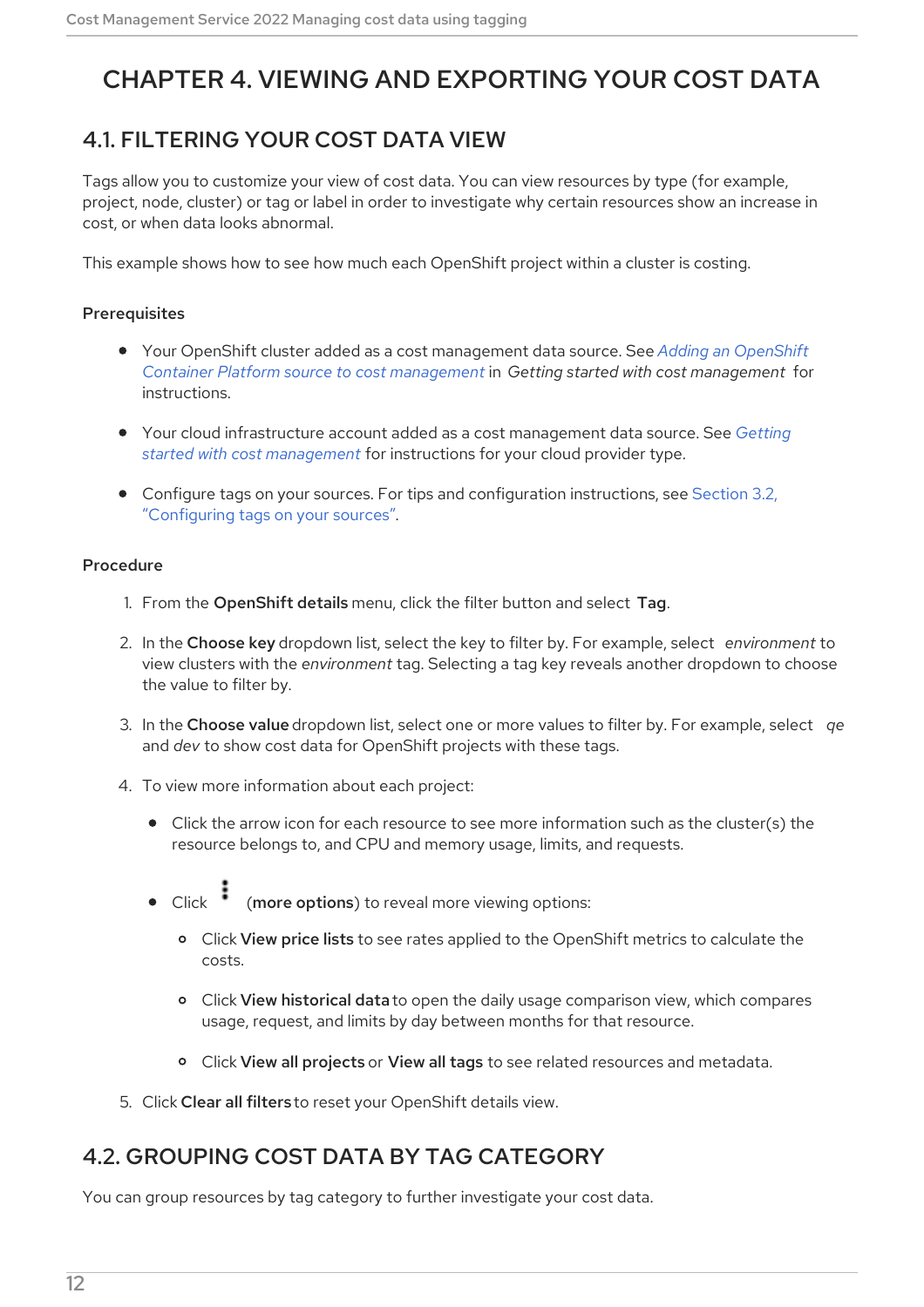# CHAPTER 4. VIEWING AND EXPORTING YOUR COST DATA

## 4.1. FILTERING YOUR COST DATA VIEW

Tags allow you to customize your view of cost data. You can view resources by type (for example, project, node, cluster) or tag or label in order to investigate why certain resources show an increase in cost, or when data looks abnormal.

This example shows how to see how much each OpenShift project within a cluster is costing.

### Prerequisites

- Your OpenShift cluster added as a cost management data source. See *Adding an OpenShift Container Platform source to cost management* in *Getting started with cost management* for instructions.
- Your cloud infrastructure account added as a cost management data source. See *Getting started with cost management* for instructions for your cloud provider type.
- Configure tags on your sources. For tips and configuration instructions, see Section 3.2, "Configuring tags on your sources".

### Procedure

1. From the **OpenShift details** menu, click the filter button and select **Tag**.
2. In the **Choose key** dropdown list, select the key to filter by. For example, select *environment* to view clusters with the *environment* tag. Selecting a tag key reveals another dropdown to choose the value to filter by.
3. In the **Choose value** dropdown list, select one or more values to filter by. For example, select *qe* and *dev* to show cost data for OpenShift projects with these tags.
4. To view more information about each project:
   - Click the arrow icon for each resource to see more information such as the cluster(s) the resource belongs to, and CPU and memory usage, limits, and requests.
   - Click ⋮ (**more options**) to reveal more viewing options:
     - Click **View price lists** to see rates applied to the OpenShift metrics to calculate the costs.
     - Click **View historical data** to open the daily usage comparison view, which compares usage, request, and limits by day between months for that resource.
     - Click **View all projects** or **View all tags** to see related resources and metadata.
5. Click **Clear all filters** to reset your OpenShift details view.

## 4.2. GROUPING COST DATA BY TAG CATEGORY

You can group resources by tag category to further investigate your cost data.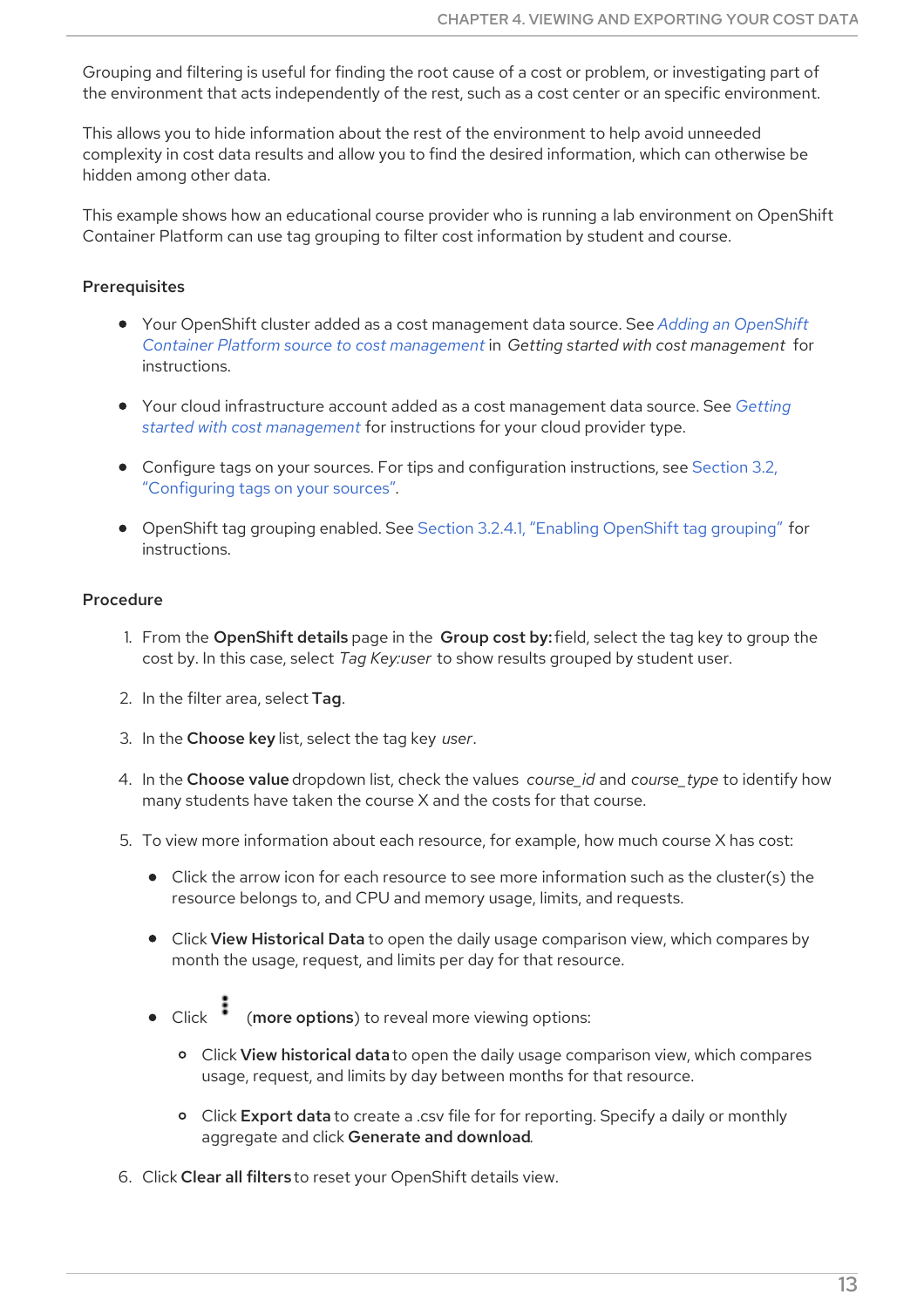Grouping and filtering is useful for finding the root cause of a cost or problem, or investigating part of the environment that acts independently of the rest, such as a cost center or an specific environment.

This allows you to hide information about the rest of the environment to help avoid unneeded complexity in cost data results and allow you to find the desired information, which can otherwise be hidden among other data.

This example shows how an educational course provider who is running a lab environment on OpenShift Container Platform can use tag grouping to filter cost information by student and course.

**Prerequisites**

- Your OpenShift cluster added as a cost management data source. See *Adding an OpenShift Container Platform source to cost management* in *Getting started with cost management* for instructions.
- Your cloud infrastructure account added as a cost management data source. See *Getting started with cost management* for instructions for your cloud provider type.
- Configure tags on your sources. For tips and configuration instructions, see Section 3.2, "Configuring tags on your sources".
- OpenShift tag grouping enabled. See Section 3.2.4.1, "Enabling OpenShift tag grouping" for instructions.

**Procedure**

1. From the **OpenShift details** page in the **Group cost by:** field, select the tag key to group the cost by. In this case, select *Tag Key:user* to show results grouped by student user.
2. In the filter area, select **Tag**.
3. In the **Choose key** list, select the tag key *user*.
4. In the **Choose value** dropdown list, check the values *course_id* and *course_type* to identify how many students have taken the course X and the costs for that course.
5. To view more information about each resource, for example, how much course X has cost:
   - Click the arrow icon for each resource to see more information such as the cluster(s) the resource belongs to, and CPU and memory usage, limits, and requests.
   - Click **View Historical Data** to open the daily usage comparison view, which compares by month the usage, request, and limits per day for that resource.
   - Click ⋮ (**more options**) to reveal more viewing options:
     - Click **View historical data** to open the daily usage comparison view, which compares usage, request, and limits by day between months for that resource.
     - Click **Export data** to create a .csv file for for reporting. Specify a daily or monthly aggregate and click **Generate and download**.
6. Click **Clear all filters** to reset your OpenShift details view.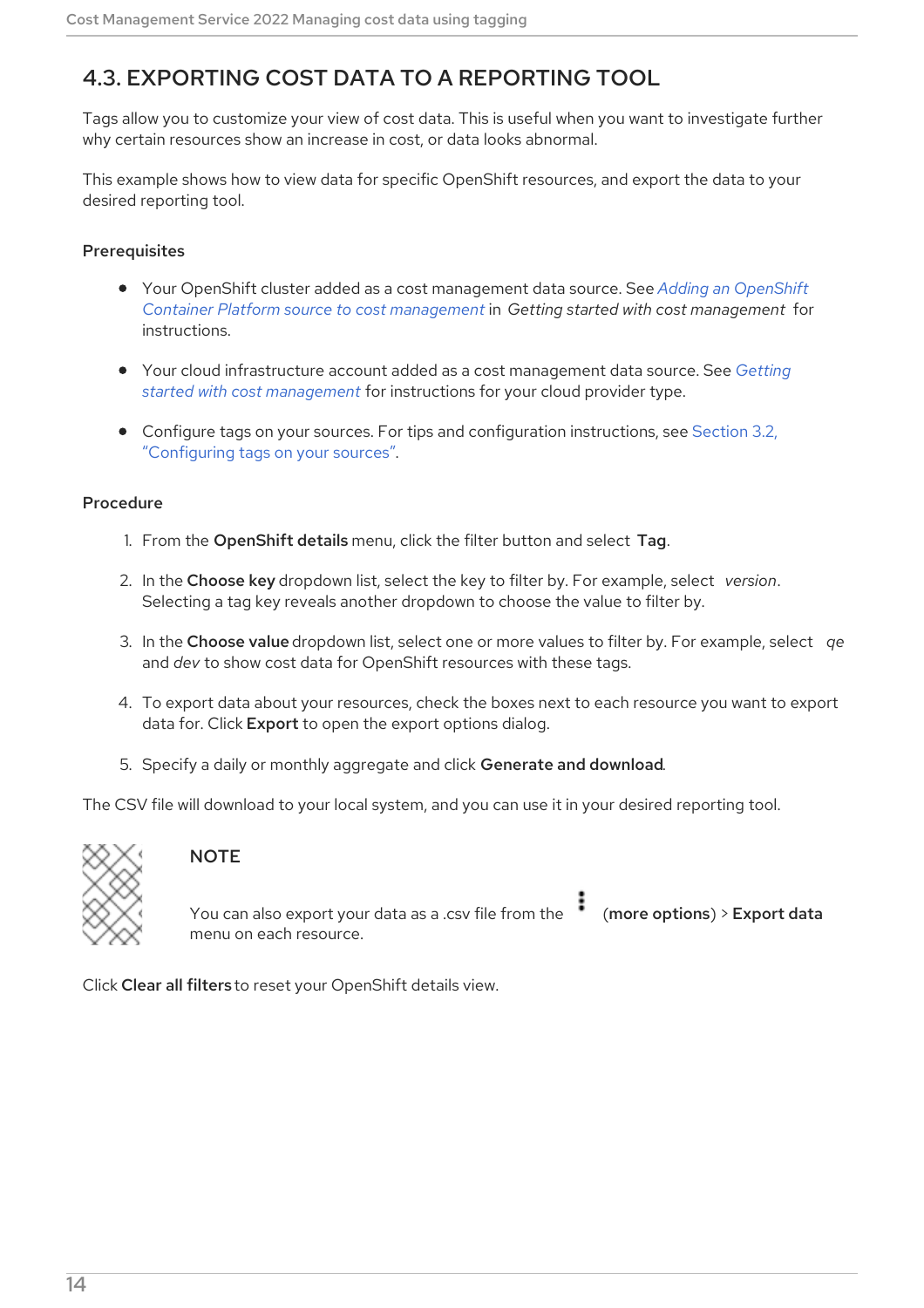## 4.3. EXPORTING COST DATA TO A REPORTING TOOL

Tags allow you to customize your view of cost data. This is useful when you want to investigate further why certain resources show an increase in cost, or data looks abnormal.

This example shows how to view data for specific OpenShift resources, and export the data to your desired reporting tool.

**Prerequisites**

- Your OpenShift cluster added as a cost management data source. See *Adding an OpenShift Container Platform source to cost management* in *Getting started with cost management* for instructions.
- Your cloud infrastructure account added as a cost management data source. See *Getting started with cost management* for instructions for your cloud provider type.
- Configure tags on your sources. For tips and configuration instructions, see Section 3.2, "Configuring tags on your sources".

**Procedure**

1. From the **OpenShift details** menu, click the filter button and select **Tag**.
2. In the **Choose key** dropdown list, select the key to filter by. For example, select *version*. Selecting a tag key reveals another dropdown to choose the value to filter by.
3. In the **Choose value** dropdown list, select one or more values to filter by. For example, select *qe* and *dev* to show cost data for OpenShift resources with these tags.
4. To export data about your resources, check the boxes next to each resource you want to export data for. Click **Export** to open the export options dialog.
5. Specify a daily or monthly aggregate and click **Generate and download**.

The CSV file will download to your local system, and you can use it in your desired reporting tool.

> **NOTE**
>
> You can also export your data as a .csv file from the ⋮ (**more options**) > **Export data** menu on each resource.

Click **Clear all filters** to reset your OpenShift details view.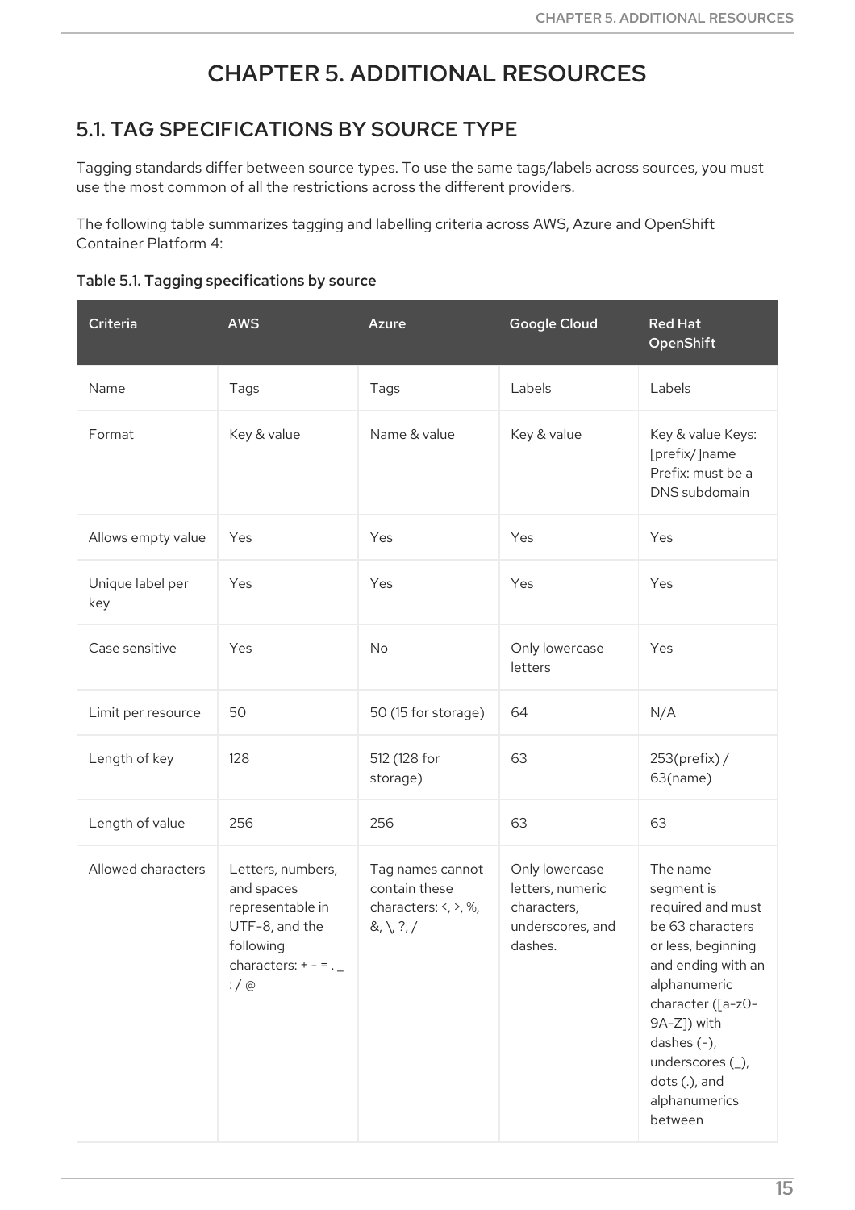# CHAPTER 5. ADDITIONAL RESOURCES

## 5.1. TAG SPECIFICATIONS BY SOURCE TYPE

Tagging standards differ between source types. To use the same tags/labels across sources, you must use the most common of all the restrictions across the different providers.

The following table summarizes tagging and labelling criteria across AWS, Azure and OpenShift Container Platform 4:

**Table 5.1. Tagging specifications by source**

| Criteria | AWS | Azure | Google Cloud | Red Hat OpenShift |
|---|---|---|---|---|
| Name | Tags | Tags | Labels | Labels |
| Format | Key & value | Name & value | Key & value | Key & value Keys: [prefix/]name Prefix: must be a DNS subdomain |
| Allows empty value | Yes | Yes | Yes | Yes |
| Unique label per key | Yes | Yes | Yes | Yes |
| Case sensitive | Yes | No | Only lowercase letters | Yes |
| Limit per resource | 50 | 50 (15 for storage) | 64 | N/A |
| Length of key | 128 | 512 (128 for storage) | 63 | 253(prefix) / 63(name) |
| Length of value | 256 | 256 | 63 | 63 |
| Allowed characters | Letters, numbers, and spaces representable in UTF-8, and the following characters: + - = . _ : / @ | Tag names cannot contain these characters: <, >, %, &, \, ?, / | Only lowercase letters, numeric characters, underscores, and dashes. | The name segment is required and must be 63 characters or less, beginning and ending with an alphanumeric character ([a-z0-9A-Z]) with dashes (-), underscores (_), dots (.), and alphanumerics between |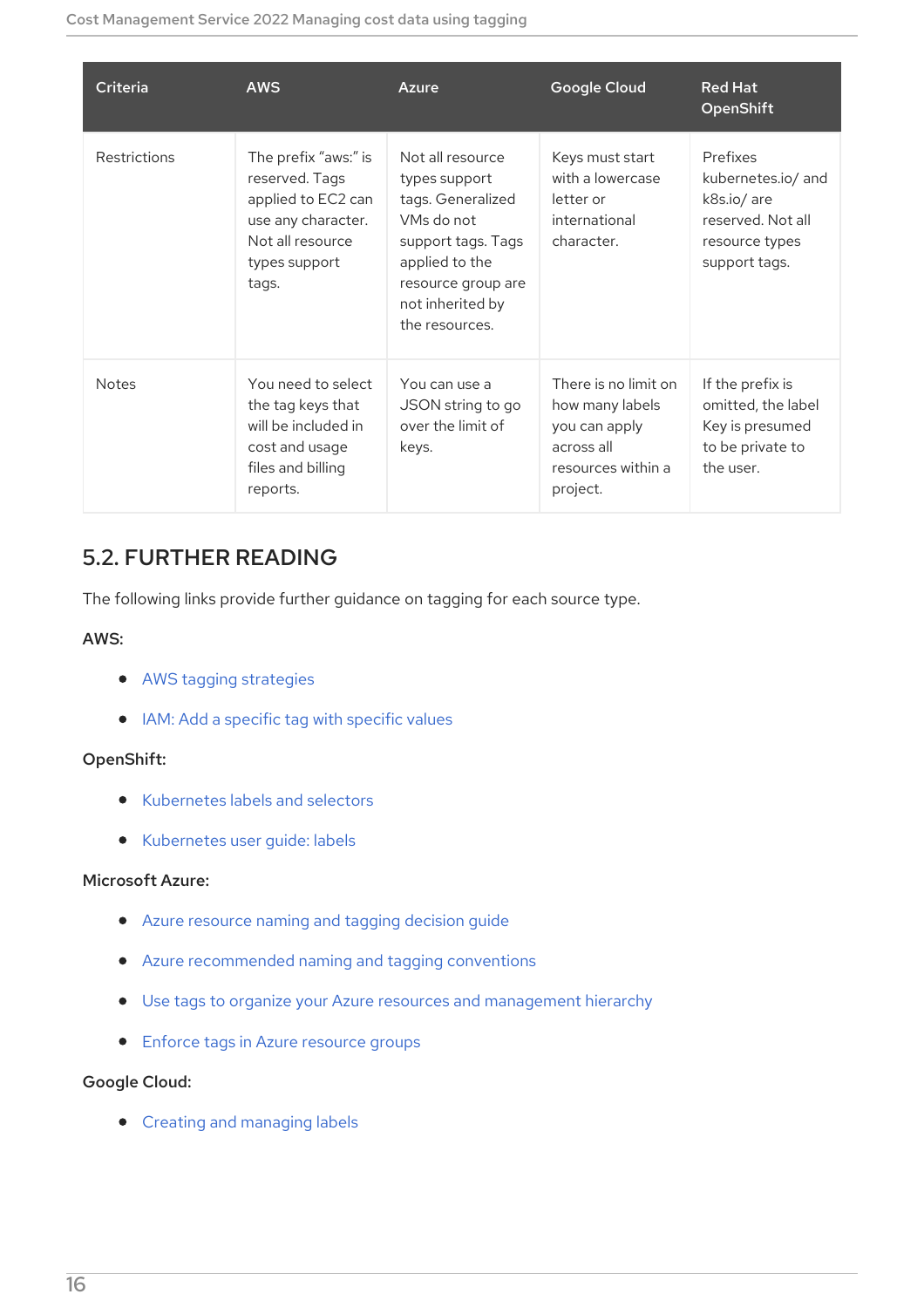| Criteria | AWS | Azure | Google Cloud | Red Hat OpenShift |
| --- | --- | --- | --- | --- |
| Restrictions | The prefix "aws:" is reserved. Tags applied to EC2 can use any character. Not all resource types support tags. | Not all resource types support tags. Generalized VMs do not support tags. Tags applied to the resource group are not inherited by the resources. | Keys must start with a lowercase letter or international character. | Prefixes kubernetes.io/ and k8s.io/ are reserved. Not all resource types support tags. |
| Notes | You need to select the tag keys that will be included in cost and usage files and billing reports. | You can use a JSON string to go over the limit of keys. | There is no limit on how many labels you can apply across all resources within a project. | If the prefix is omitted, the label Key is presumed to be private to the user. |

## 5.2. FURTHER READING

The following links provide further guidance on tagging for each source type.

**AWS:**

- AWS tagging strategies
- IAM: Add a specific tag with specific values

**OpenShift:**

- Kubernetes labels and selectors
- Kubernetes user guide: labels

**Microsoft Azure:**

- Azure resource naming and tagging decision guide
- Azure recommended naming and tagging conventions
- Use tags to organize your Azure resources and management hierarchy
- Enforce tags in Azure resource groups

**Google Cloud:**

- Creating and managing labels